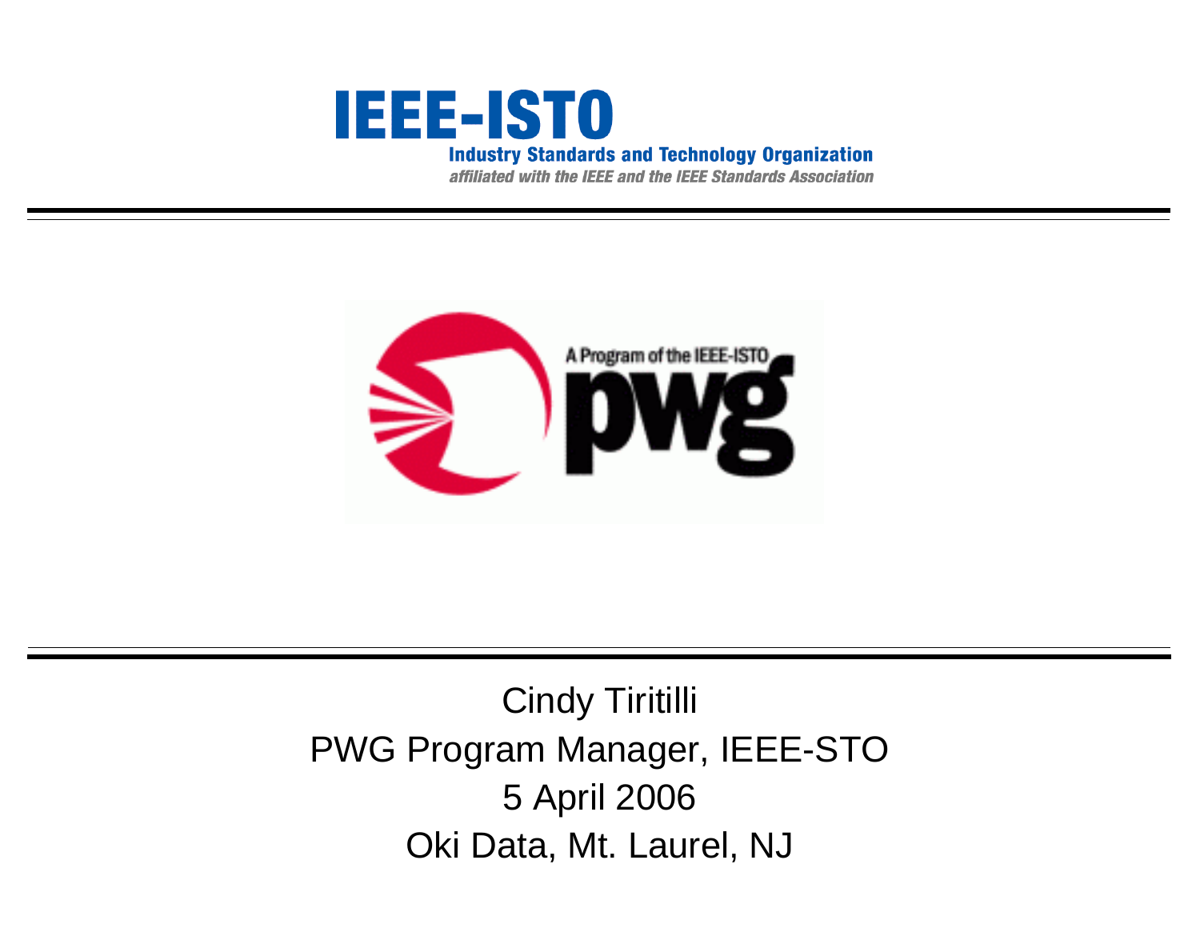# IEEE-ISTO

**Industry Standards and Technology Organization**

*affiliated with the IEEE and the IEEE Standards Association*

---

A Program of the IEEE-ISTO

**pwg**

---

Cindy Tiritilli

PWG Program Manager, IEEE-STO

5 April 2006

Oki Data, Mt. Laurel, NJ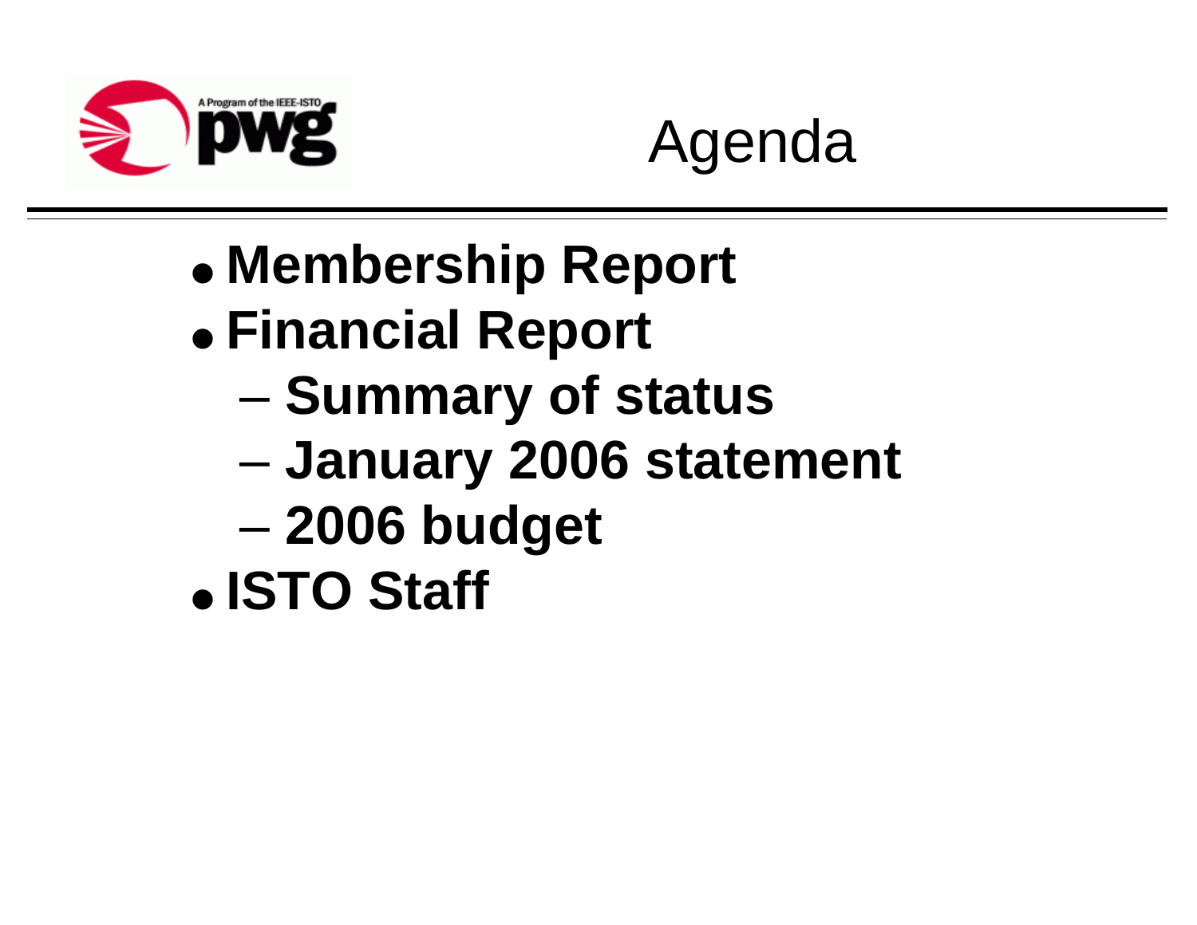# Agenda

- **Membership Report**
- **Financial Report**
  - **Summary of status**
  - **January 2006 statement**
  - **2006 budget**
- **ISTO Staff**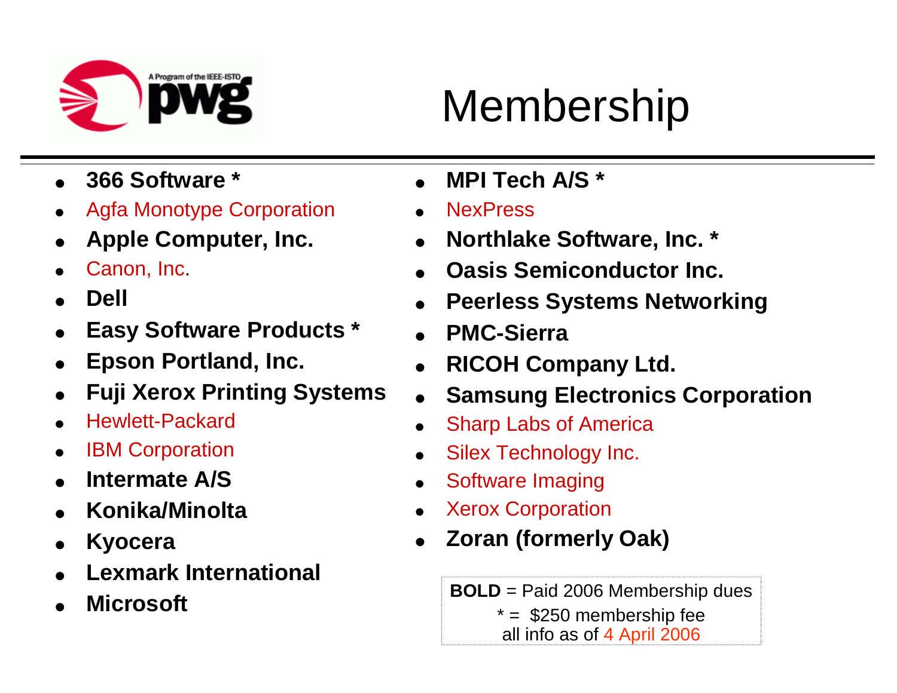# Membership

- **366 Software ***
- Agfa Monotype Corporation
- **Apple Computer, Inc.**
- Canon, Inc.
- **Dell**
- **Easy Software Products ***
- **Epson Portland, Inc.**
- **Fuji Xerox Printing Systems**
- Hewlett-Packard
- IBM Corporation
- **Intermate A/S**
- **Konika/Minolta**
- **Kyocera**
- **Lexmark International**
- **Microsoft**
- **MPI Tech A/S ***
- NexPress
- **Northlake Software, Inc. ***
- **Oasis Semiconductor Inc.**
- **Peerless Systems Networking**
- **PMC-Sierra**
- **RICOH Company Ltd.**
- **Samsung Electronics Corporation**
- Sharp Labs of America
- Silex Technology Inc.
- Software Imaging
- Xerox Corporation
- **Zoran (formerly Oak)**

**BOLD** = Paid 2006 Membership dues
* = $250 membership fee
all info as of 4 April 2006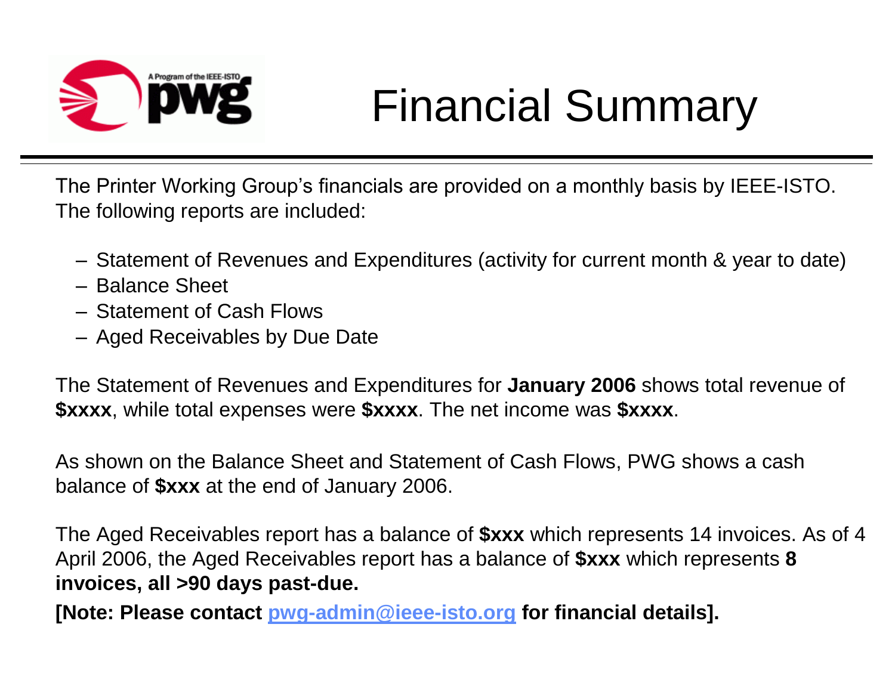# Financial Summary

The Printer Working Group's financials are provided on a monthly basis by IEEE-ISTO. The following reports are included:

- Statement of Revenues and Expenditures (activity for current month & year to date)
- Balance Sheet
- Statement of Cash Flows
- Aged Receivables by Due Date

The Statement of Revenues and Expenditures for **January 2006** shows total revenue of **$xxxx**, while total expenses were **$xxxx**. The net income was **$xxxx**.

As shown on the Balance Sheet and Statement of Cash Flows, PWG shows a cash balance of **$xxx** at the end of January 2006.

The Aged Receivables report has a balance of **$xxx** which represents 14 invoices. As of 4 April 2006, the Aged Receivables report has a balance of **$xxx** which represents **8 invoices, all >90 days past-due.**

**[Note: Please contact [pwg-admin@ieee-isto.org](mailto:pwg-admin@ieee-isto.org) for financial details].**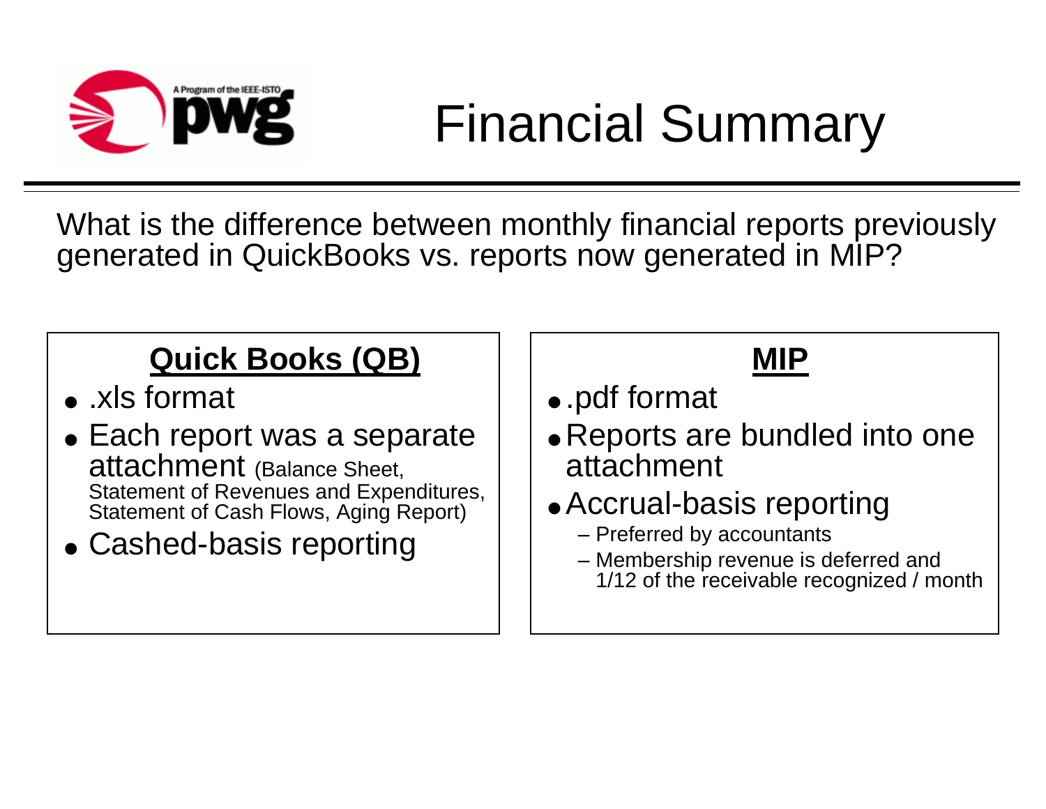# Financial Summary

What is the difference between monthly financial reports previously generated in QuickBooks vs. reports now generated in MIP?

## Quick Books (QB)

- .xls format
- Each report was a separate attachment (Balance Sheet, Statement of Revenues and Expenditures, Statement of Cash Flows, Aging Report)
- Cashed-basis reporting

## MIP

- .pdf format
- Reports are bundled into one attachment
- Accrual-basis reporting
  - Preferred by accountants
  - Membership revenue is deferred and 1/12 of the receivable recognized / month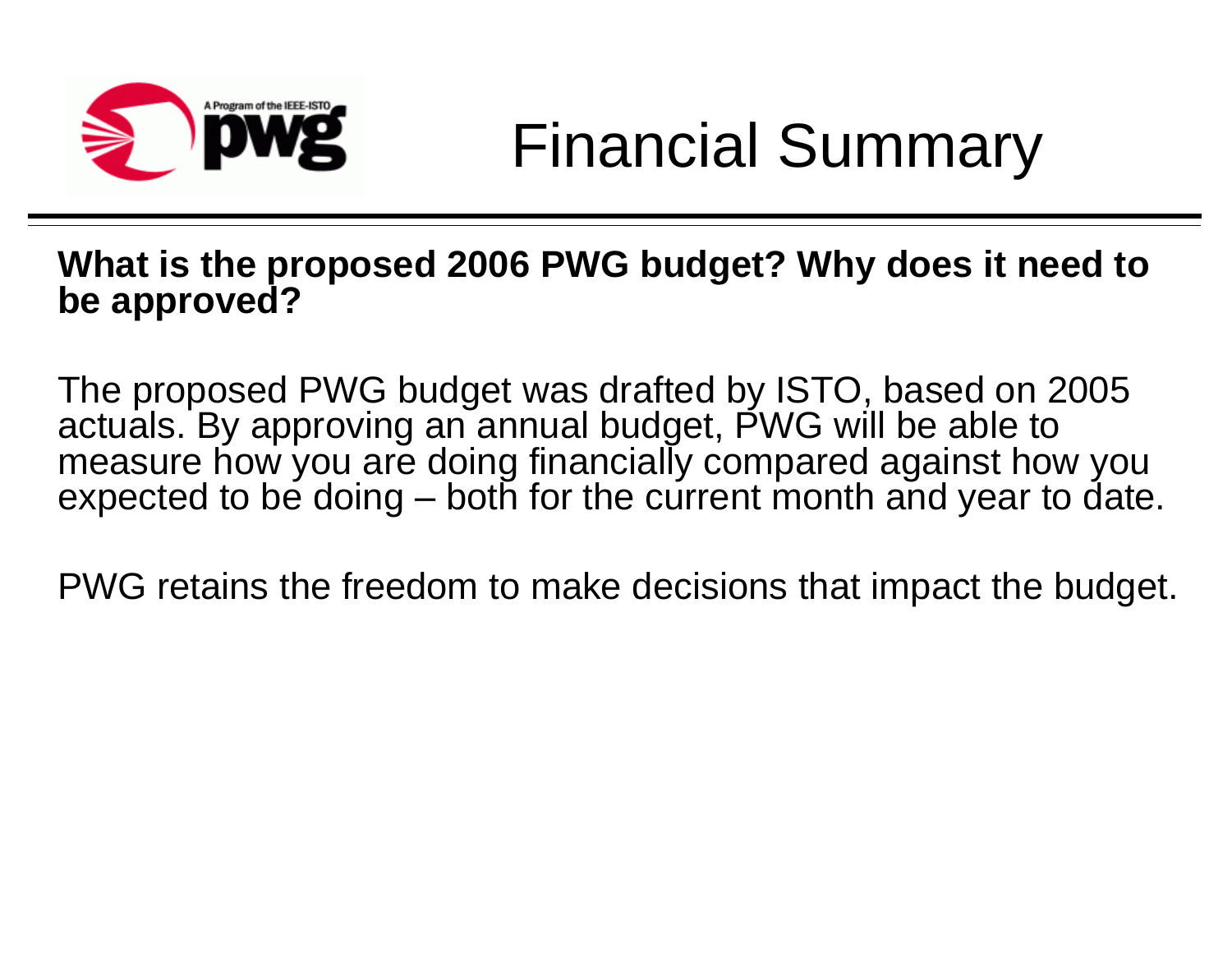# Financial Summary

**What is the proposed 2006 PWG budget? Why does it need to be approved?**

The proposed PWG budget was drafted by ISTO, based on 2005 actuals. By approving an annual budget, PWG will be able to measure how you are doing financially compared against how you expected to be doing – both for the current month and year to date.

PWG retains the freedom to make decisions that impact the budget.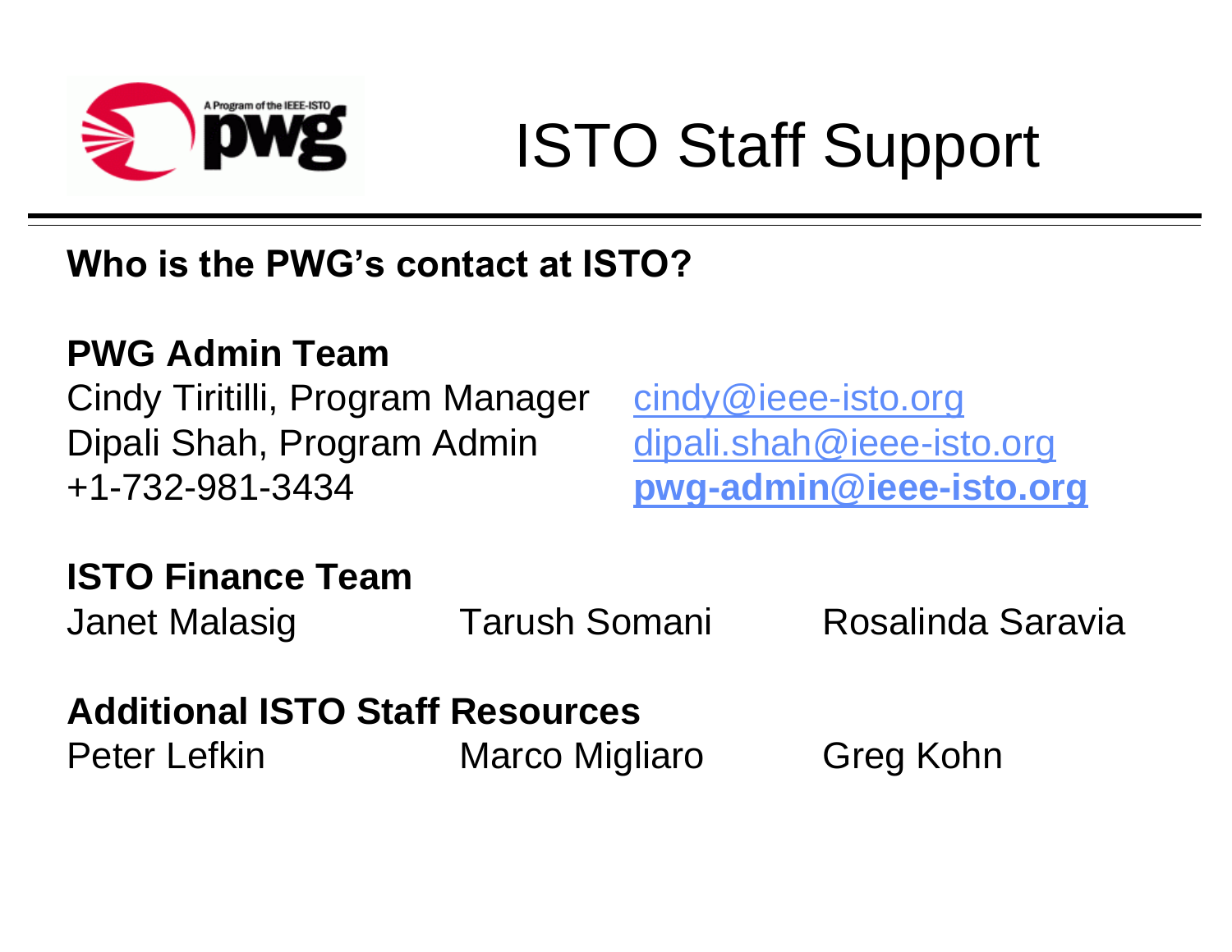# ISTO Staff Support

**Who is the PWG's contact at ISTO?**

**PWG Admin Team**

Cindy Tiritilli, Program Manager cindy@ieee-isto.org
Dipali Shah, Program Admin dipali.shah@ieee-isto.org
+1-732-981-3434 **pwg-admin@ieee-isto.org**

**ISTO Finance Team**

Janet Malasig Tarush Somani Rosalinda Saravia

**Additional ISTO Staff Resources**

Peter Lefkin Marco Migliaro Greg Kohn